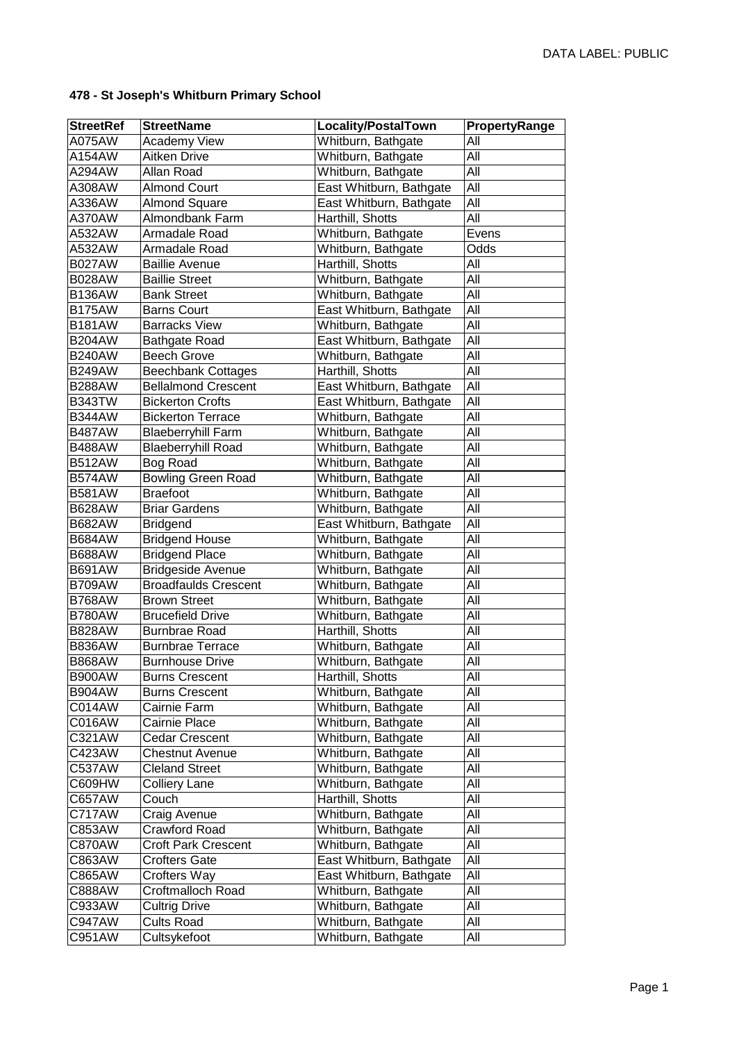DATA LABEL: PUBLIC

**478 - St Joseph's Whitburn Primary School**

| StreetRef | StreetName | Locality/PostalTown | PropertyRange |
|---|---|---|---|
| A075AW | Academy View | Whitburn, Bathgate | All |
| A154AW | Aitken Drive | Whitburn, Bathgate | All |
| A294AW | Allan Road | Whitburn, Bathgate | All |
| A308AW | Almond Court | East Whitburn, Bathgate | All |
| A336AW | Almond Square | East Whitburn, Bathgate | All |
| A370AW | Almondbank Farm | Harthill, Shotts | All |
| A532AW | Armadale Road | Whitburn, Bathgate | Evens |
| A532AW | Armadale Road | Whitburn, Bathgate | Odds |
| B027AW | Baillie Avenue | Harthill, Shotts | All |
| B028AW | Baillie Street | Whitburn, Bathgate | All |
| B136AW | Bank Street | Whitburn, Bathgate | All |
| B175AW | Barns Court | East Whitburn, Bathgate | All |
| B181AW | Barracks View | Whitburn, Bathgate | All |
| B204AW | Bathgate Road | East Whitburn, Bathgate | All |
| B240AW | Beech Grove | Whitburn, Bathgate | All |
| B249AW | Beechbank Cottages | Harthill, Shotts | All |
| B288AW | Bellalmond Crescent | East Whitburn, Bathgate | All |
| B343TW | Bickerton Crofts | East Whitburn, Bathgate | All |
| B344AW | Bickerton Terrace | Whitburn, Bathgate | All |
| B487AW | Blaeberryhill Farm | Whitburn, Bathgate | All |
| B488AW | Blaeberryhill Road | Whitburn, Bathgate | All |
| B512AW | Bog Road | Whitburn, Bathgate | All |
| B574AW | Bowling Green Road | Whitburn, Bathgate | All |
| B581AW | Braefoot | Whitburn, Bathgate | All |
| B628AW | Briar Gardens | Whitburn, Bathgate | All |
| B682AW | Bridgend | East Whitburn, Bathgate | All |
| B684AW | Bridgend House | Whitburn, Bathgate | All |
| B688AW | Bridgend Place | Whitburn, Bathgate | All |
| B691AW | Bridgeside Avenue | Whitburn, Bathgate | All |
| B709AW | Broadfaulds Crescent | Whitburn, Bathgate | All |
| B768AW | Brown Street | Whitburn, Bathgate | All |
| B780AW | Brucefield Drive | Whitburn, Bathgate | All |
| B828AW | Burnbrae Road | Harthill, Shotts | All |
| B836AW | Burnbrae Terrace | Whitburn, Bathgate | All |
| B868AW | Burnhouse Drive | Whitburn, Bathgate | All |
| B900AW | Burns Crescent | Harthill, Shotts | All |
| B904AW | Burns Crescent | Whitburn, Bathgate | All |
| C014AW | Cairnie Farm | Whitburn, Bathgate | All |
| C016AW | Cairnie Place | Whitburn, Bathgate | All |
| C321AW | Cedar Crescent | Whitburn, Bathgate | All |
| C423AW | Chestnut Avenue | Whitburn, Bathgate | All |
| C537AW | Cleland Street | Whitburn, Bathgate | All |
| C609HW | Colliery Lane | Whitburn, Bathgate | All |
| C657AW | Couch | Harthill, Shotts | All |
| C717AW | Craig Avenue | Whitburn, Bathgate | All |
| C853AW | Crawford Road | Whitburn, Bathgate | All |
| C870AW | Croft Park Crescent | Whitburn, Bathgate | All |
| C863AW | Crofters Gate | East Whitburn, Bathgate | All |
| C865AW | Crofters Way | East Whitburn, Bathgate | All |
| C888AW | Croftmalloch Road | Whitburn, Bathgate | All |
| C933AW | Cultrig Drive | Whitburn, Bathgate | All |
| C947AW | Cults Road | Whitburn, Bathgate | All |
| C951AW | Cultsykefoot | Whitburn, Bathgate | All |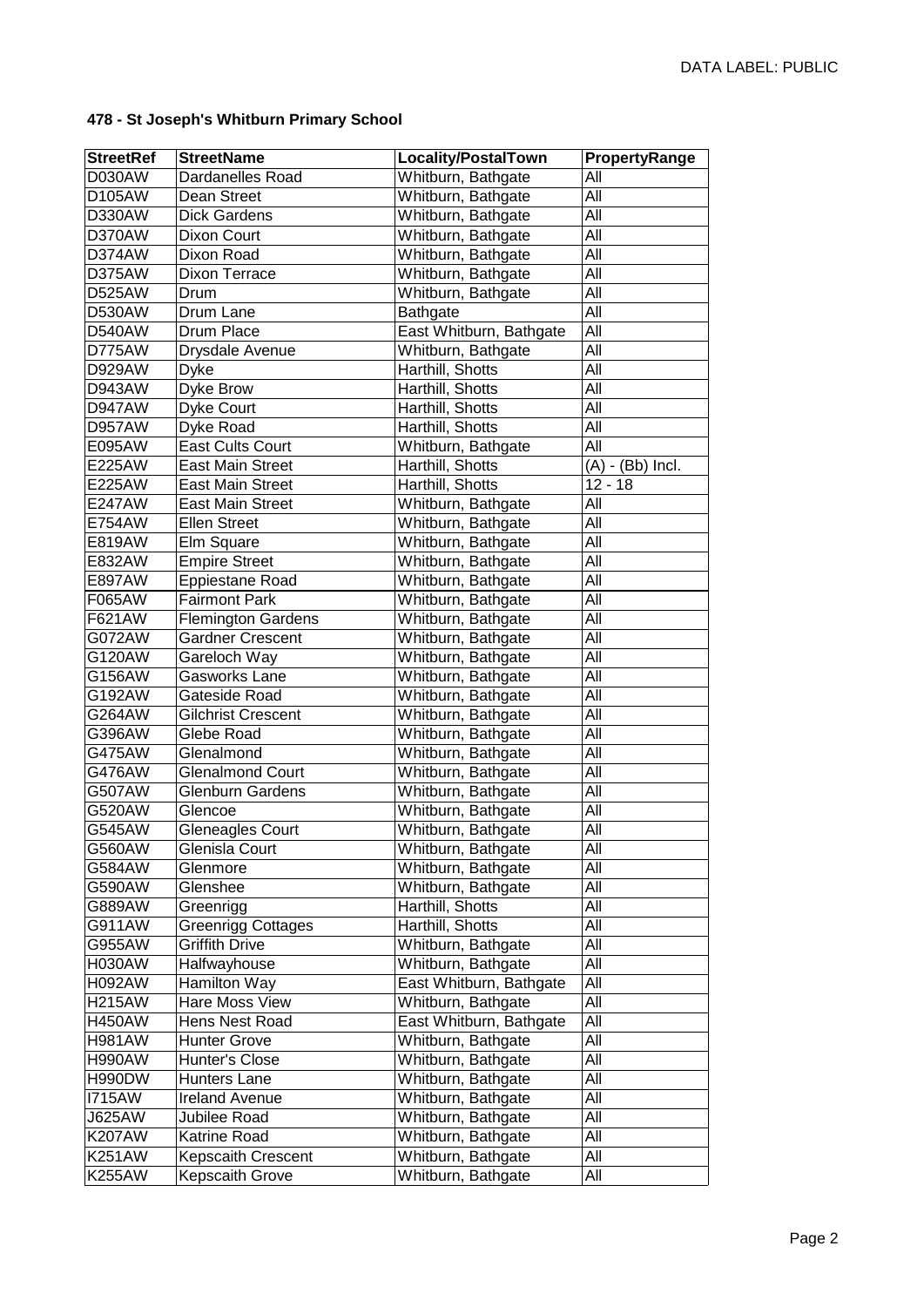**478 - St Joseph's Whitburn Primary School**

| StreetRef | StreetName | Locality/PostalTown | PropertyRange |
|---|---|---|---|
| D030AW | Dardanelles Road | Whitburn, Bathgate | All |
| D105AW | Dean Street | Whitburn, Bathgate | All |
| D330AW | Dick Gardens | Whitburn, Bathgate | All |
| D370AW | Dixon Court | Whitburn, Bathgate | All |
| D374AW | Dixon Road | Whitburn, Bathgate | All |
| D375AW | Dixon Terrace | Whitburn, Bathgate | All |
| D525AW | Drum | Whitburn, Bathgate | All |
| D530AW | Drum Lane | Bathgate | All |
| D540AW | Drum Place | East Whitburn, Bathgate | All |
| D775AW | Drysdale Avenue | Whitburn, Bathgate | All |
| D929AW | Dyke | Harthill, Shotts | All |
| D943AW | Dyke Brow | Harthill, Shotts | All |
| D947AW | Dyke Court | Harthill, Shotts | All |
| D957AW | Dyke Road | Harthill, Shotts | All |
| E095AW | East Cults Court | Whitburn, Bathgate | All |
| E225AW | East Main Street | Harthill, Shotts | (A) - (Bb) Incl. |
| E225AW | East Main Street | Harthill, Shotts | 12 - 18 |
| E247AW | East Main Street | Whitburn, Bathgate | All |
| E754AW | Ellen Street | Whitburn, Bathgate | All |
| E819AW | Elm Square | Whitburn, Bathgate | All |
| E832AW | Empire Street | Whitburn, Bathgate | All |
| E897AW | Eppiestane Road | Whitburn, Bathgate | All |
| F065AW | Fairmont Park | Whitburn, Bathgate | All |
| F621AW | Flemington Gardens | Whitburn, Bathgate | All |
| G072AW | Gardner Crescent | Whitburn, Bathgate | All |
| G120AW | Gareloch Way | Whitburn, Bathgate | All |
| G156AW | Gasworks Lane | Whitburn, Bathgate | All |
| G192AW | Gateside Road | Whitburn, Bathgate | All |
| G264AW | Gilchrist Crescent | Whitburn, Bathgate | All |
| G396AW | Glebe Road | Whitburn, Bathgate | All |
| G475AW | Glenalmond | Whitburn, Bathgate | All |
| G476AW | Glenalmond Court | Whitburn, Bathgate | All |
| G507AW | Glenburn Gardens | Whitburn, Bathgate | All |
| G520AW | Glencoe | Whitburn, Bathgate | All |
| G545AW | Gleneagles Court | Whitburn, Bathgate | All |
| G560AW | Glenisla Court | Whitburn, Bathgate | All |
| G584AW | Glenmore | Whitburn, Bathgate | All |
| G590AW | Glenshee | Whitburn, Bathgate | All |
| G889AW | Greenrigg | Harthill, Shotts | All |
| G911AW | Greenrigg Cottages | Harthill, Shotts | All |
| G955AW | Griffith Drive | Whitburn, Bathgate | All |
| H030AW | Halfwayhouse | Whitburn, Bathgate | All |
| H092AW | Hamilton Way | East Whitburn, Bathgate | All |
| H215AW | Hare Moss View | Whitburn, Bathgate | All |
| H450AW | Hens Nest Road | East Whitburn, Bathgate | All |
| H981AW | Hunter Grove | Whitburn, Bathgate | All |
| H990AW | Hunter's Close | Whitburn, Bathgate | All |
| H990DW | Hunters Lane | Whitburn, Bathgate | All |
| I715AW | Ireland Avenue | Whitburn, Bathgate | All |
| J625AW | Jubilee Road | Whitburn, Bathgate | All |
| K207AW | Katrine Road | Whitburn, Bathgate | All |
| K251AW | Kepscaith Crescent | Whitburn, Bathgate | All |
| K255AW | Kepscaith Grove | Whitburn, Bathgate | All |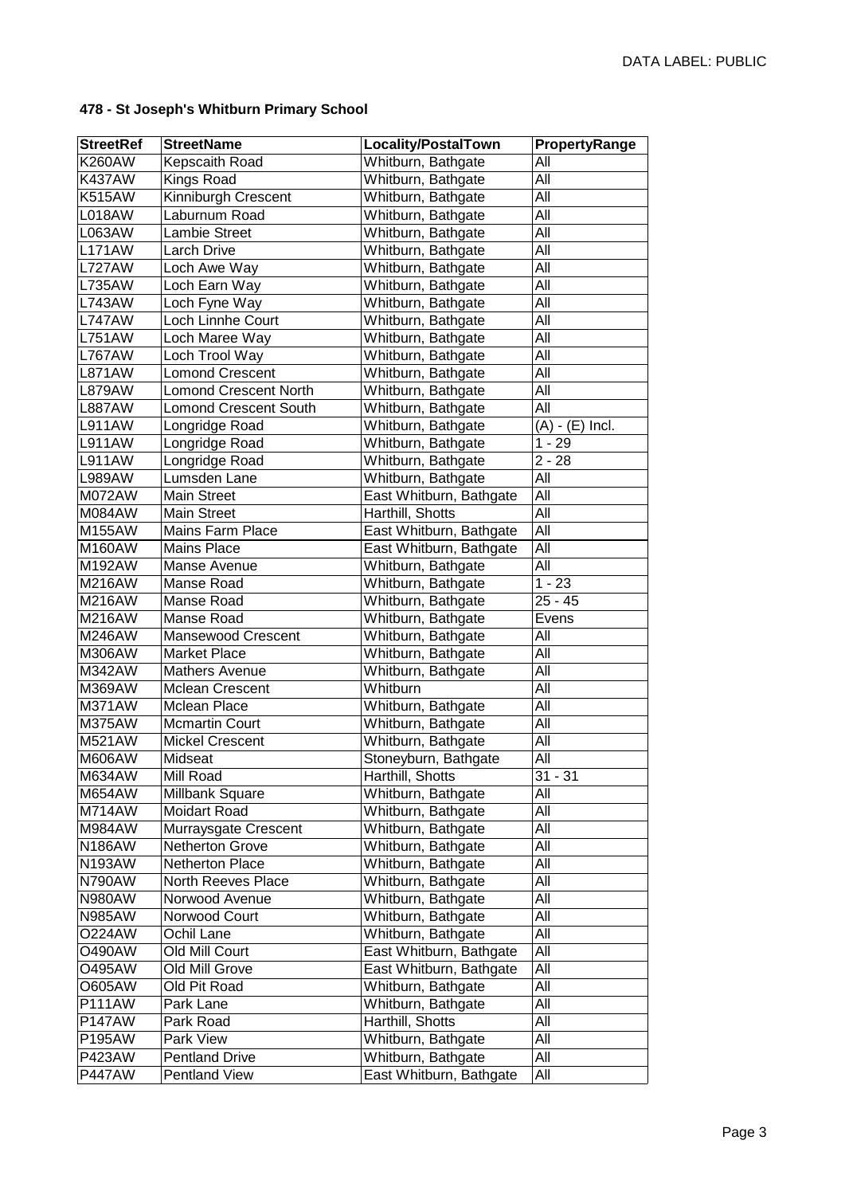**478 - St Joseph's Whitburn Primary School**

| StreetRef | StreetName | Locality/PostalTown | PropertyRange |
|---|---|---|---|
| K260AW | Kepscaith Road | Whitburn, Bathgate | All |
| K437AW | Kings Road | Whitburn, Bathgate | All |
| K515AW | Kinniburgh Crescent | Whitburn, Bathgate | All |
| L018AW | Laburnum Road | Whitburn, Bathgate | All |
| L063AW | Lambie Street | Whitburn, Bathgate | All |
| L171AW | Larch Drive | Whitburn, Bathgate | All |
| L727AW | Loch Awe Way | Whitburn, Bathgate | All |
| L735AW | Loch Earn Way | Whitburn, Bathgate | All |
| L743AW | Loch Fyne Way | Whitburn, Bathgate | All |
| L747AW | Loch Linnhe Court | Whitburn, Bathgate | All |
| L751AW | Loch Maree Way | Whitburn, Bathgate | All |
| L767AW | Loch Trool Way | Whitburn, Bathgate | All |
| L871AW | Lomond Crescent | Whitburn, Bathgate | All |
| L879AW | Lomond Crescent North | Whitburn, Bathgate | All |
| L887AW | Lomond Crescent South | Whitburn, Bathgate | All |
| L911AW | Longridge Road | Whitburn, Bathgate | (A) - (E) Incl. |
| L911AW | Longridge Road | Whitburn, Bathgate | 1 - 29 |
| L911AW | Longridge Road | Whitburn, Bathgate | 2 - 28 |
| L989AW | Lumsden Lane | Whitburn, Bathgate | All |
| M072AW | Main Street | East Whitburn, Bathgate | All |
| M084AW | Main Street | Harthill, Shotts | All |
| M155AW | Mains Farm Place | East Whitburn, Bathgate | All |
| M160AW | Mains Place | East Whitburn, Bathgate | All |
| M192AW | Manse Avenue | Whitburn, Bathgate | All |
| M216AW | Manse Road | Whitburn, Bathgate | 1 - 23 |
| M216AW | Manse Road | Whitburn, Bathgate | 25 - 45 |
| M216AW | Manse Road | Whitburn, Bathgate | Evens |
| M246AW | Mansewood Crescent | Whitburn, Bathgate | All |
| M306AW | Market Place | Whitburn, Bathgate | All |
| M342AW | Mathers Avenue | Whitburn, Bathgate | All |
| M369AW | Mclean Crescent | Whitburn | All |
| M371AW | Mclean Place | Whitburn, Bathgate | All |
| M375AW | Mcmartin Court | Whitburn, Bathgate | All |
| M521AW | Mickel Crescent | Whitburn, Bathgate | All |
| M606AW | Midseat | Stoneyburn, Bathgate | All |
| M634AW | Mill Road | Harthill, Shotts | 31 - 31 |
| M654AW | Millbank Square | Whitburn, Bathgate | All |
| M714AW | Moidart Road | Whitburn, Bathgate | All |
| M984AW | Murraysgate Crescent | Whitburn, Bathgate | All |
| N186AW | Netherton Grove | Whitburn, Bathgate | All |
| N193AW | Netherton Place | Whitburn, Bathgate | All |
| N790AW | North Reeves Place | Whitburn, Bathgate | All |
| N980AW | Norwood Avenue | Whitburn, Bathgate | All |
| N985AW | Norwood Court | Whitburn, Bathgate | All |
| O224AW | Ochil Lane | Whitburn, Bathgate | All |
| O490AW | Old Mill Court | East Whitburn, Bathgate | All |
| O495AW | Old Mill Grove | East Whitburn, Bathgate | All |
| O605AW | Old Pit Road | Whitburn, Bathgate | All |
| P111AW | Park Lane | Whitburn, Bathgate | All |
| P147AW | Park Road | Harthill, Shotts | All |
| P195AW | Park View | Whitburn, Bathgate | All |
| P423AW | Pentland Drive | Whitburn, Bathgate | All |
| P447AW | Pentland View | East Whitburn, Bathgate | All |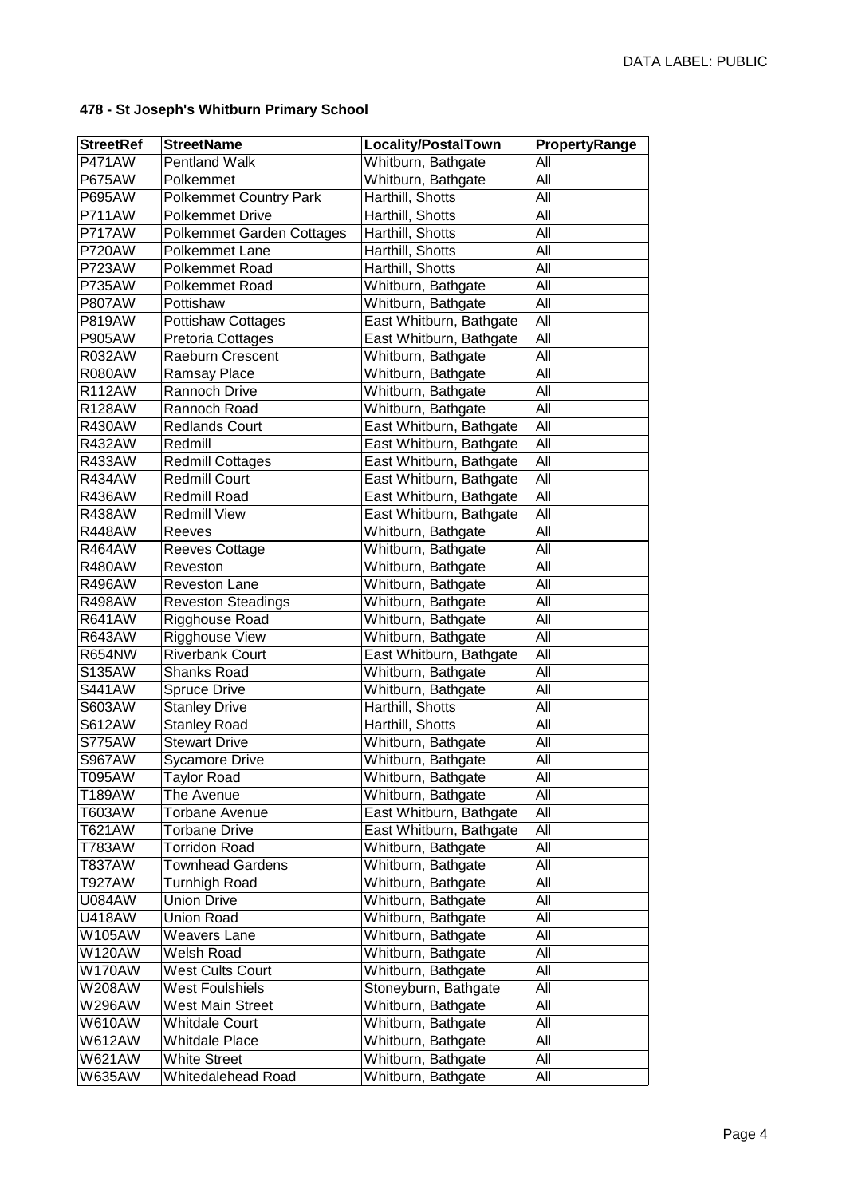**478 - St Joseph's Whitburn Primary School**

| StreetRef | StreetName | Locality/PostalTown | PropertyRange |
|---|---|---|---|
| P471AW | Pentland Walk | Whitburn, Bathgate | All |
| P675AW | Polkemmet | Whitburn, Bathgate | All |
| P695AW | Polkemmet Country Park | Harthill, Shotts | All |
| P711AW | Polkemmet Drive | Harthill, Shotts | All |
| P717AW | Polkemmet Garden Cottages | Harthill, Shotts | All |
| P720AW | Polkemmet Lane | Harthill, Shotts | All |
| P723AW | Polkemmet Road | Harthill, Shotts | All |
| P735AW | Polkemmet Road | Whitburn, Bathgate | All |
| P807AW | Pottishaw | Whitburn, Bathgate | All |
| P819AW | Pottishaw Cottages | East Whitburn, Bathgate | All |
| P905AW | Pretoria Cottages | East Whitburn, Bathgate | All |
| R032AW | Raeburn Crescent | Whitburn, Bathgate | All |
| R080AW | Ramsay Place | Whitburn, Bathgate | All |
| R112AW | Rannoch Drive | Whitburn, Bathgate | All |
| R128AW | Rannoch Road | Whitburn, Bathgate | All |
| R430AW | Redlands Court | East Whitburn, Bathgate | All |
| R432AW | Redmill | East Whitburn, Bathgate | All |
| R433AW | Redmill Cottages | East Whitburn, Bathgate | All |
| R434AW | Redmill Court | East Whitburn, Bathgate | All |
| R436AW | Redmill Road | East Whitburn, Bathgate | All |
| R438AW | Redmill View | East Whitburn, Bathgate | All |
| R448AW | Reeves | Whitburn, Bathgate | All |
| R464AW | Reeves Cottage | Whitburn, Bathgate | All |
| R480AW | Reveston | Whitburn, Bathgate | All |
| R496AW | Reveston Lane | Whitburn, Bathgate | All |
| R498AW | Reveston Steadings | Whitburn, Bathgate | All |
| R641AW | Rigghouse Road | Whitburn, Bathgate | All |
| R643AW | Rigghouse View | Whitburn, Bathgate | All |
| R654NW | Riverbank Court | East Whitburn, Bathgate | All |
| S135AW | Shanks Road | Whitburn, Bathgate | All |
| S441AW | Spruce Drive | Whitburn, Bathgate | All |
| S603AW | Stanley Drive | Harthill, Shotts | All |
| S612AW | Stanley Road | Harthill, Shotts | All |
| S775AW | Stewart Drive | Whitburn, Bathgate | All |
| S967AW | Sycamore Drive | Whitburn, Bathgate | All |
| T095AW | Taylor Road | Whitburn, Bathgate | All |
| T189AW | The Avenue | Whitburn, Bathgate | All |
| T603AW | Torbane Avenue | East Whitburn, Bathgate | All |
| T621AW | Torbane Drive | East Whitburn, Bathgate | All |
| T783AW | Torridon Road | Whitburn, Bathgate | All |
| T837AW | Townhead Gardens | Whitburn, Bathgate | All |
| T927AW | Turnhigh Road | Whitburn, Bathgate | All |
| U084AW | Union Drive | Whitburn, Bathgate | All |
| U418AW | Union Road | Whitburn, Bathgate | All |
| W105AW | Weavers Lane | Whitburn, Bathgate | All |
| W120AW | Welsh Road | Whitburn, Bathgate | All |
| W170AW | West Cults Court | Whitburn, Bathgate | All |
| W208AW | West Foulshiels | Stoneyburn, Bathgate | All |
| W296AW | West Main Street | Whitburn, Bathgate | All |
| W610AW | Whitdale Court | Whitburn, Bathgate | All |
| W612AW | Whitdale Place | Whitburn, Bathgate | All |
| W621AW | White Street | Whitburn, Bathgate | All |
| W635AW | Whitedalehead Road | Whitburn, Bathgate | All |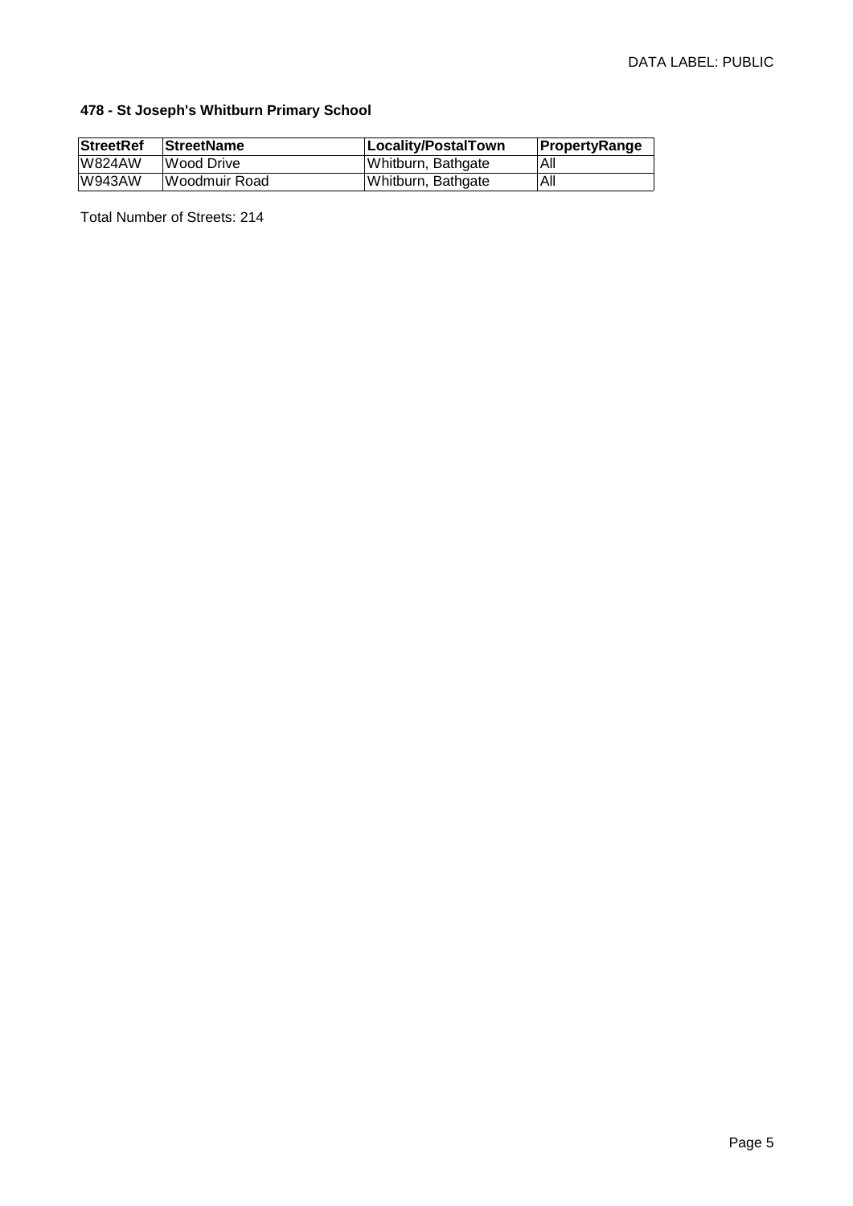### 478 - St Joseph's Whitburn Primary School

| StreetRef | StreetName | Locality/PostalTown | PropertyRange |
| --- | --- | --- | --- |
| W824AW | Wood Drive | Whitburn, Bathgate | All |
| W943AW | Woodmuir Road | Whitburn, Bathgate | All |

Total Number of Streets: 214